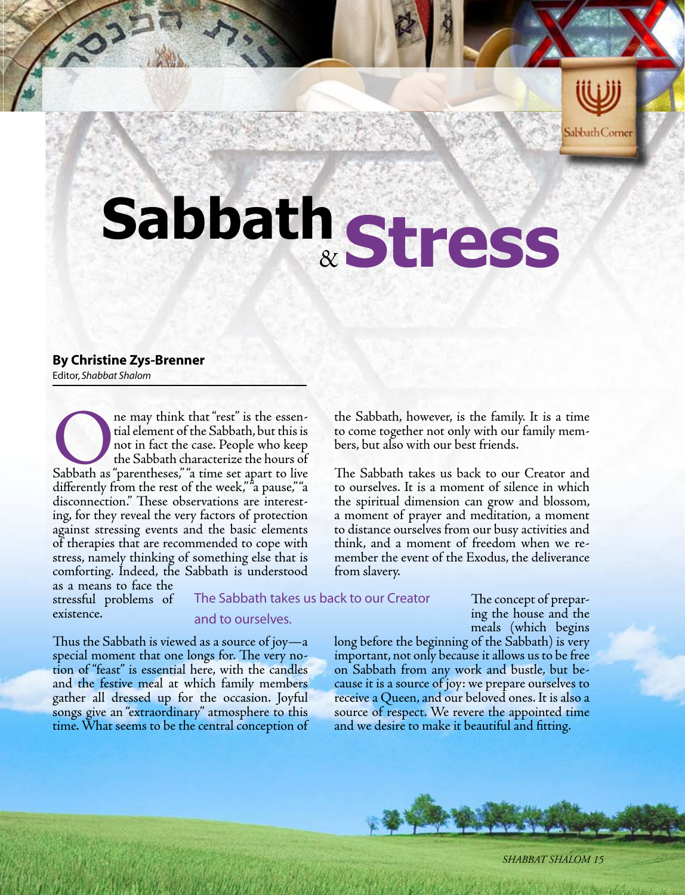# Sabbath & Stress

**By Christine Zys-Brenner**
Editor, *Shabbat Shalom*

One may think that "rest" is the essential element of the Sabbath, but this is not in fact the case. People who keep the Sabbath characterize the hours of Sabbath as "parentheses," "a time set apart to live differently from the rest of the week," "a pause," "a disconnection." These observations are interesting, for they reveal the very factors of protection against stressing events and the basic elements of therapies that are recommended to cope with stress, namely thinking of something else that is comforting. Indeed, the Sabbath is understood as a means to face the stressful problems of existence.

Thus the Sabbath is viewed as a source of joy—a special moment that one longs for. The very notion of "feast" is essential here, with the candles and the festive meal at which family members gather all dressed up for the occasion. Joyful songs give an "extraordinary" atmosphere to this time. What seems to be the central conception of the Sabbath, however, is the family. It is a time to come together not only with our family members, but also with our best friends.

The Sabbath takes us back to our Creator and to ourselves. It is a moment of silence in which the spiritual dimension can grow and blossom, a moment of prayer and meditation, a moment to distance ourselves from our busy activities and think, and a moment of freedom when we remember the event of the Exodus, the deliverance from slavery.

> The Sabbath takes us back to our Creator and to ourselves.

The concept of preparing the house and the meals (which begins long before the beginning of the Sabbath) is very important, not only because it allows us to be free on Sabbath from any work and bustle, but because it is a source of joy: we prepare ourselves to receive a Queen, and our beloved ones. It is also a source of respect. We revere the appointed time and we desire to make it beautiful and fitting.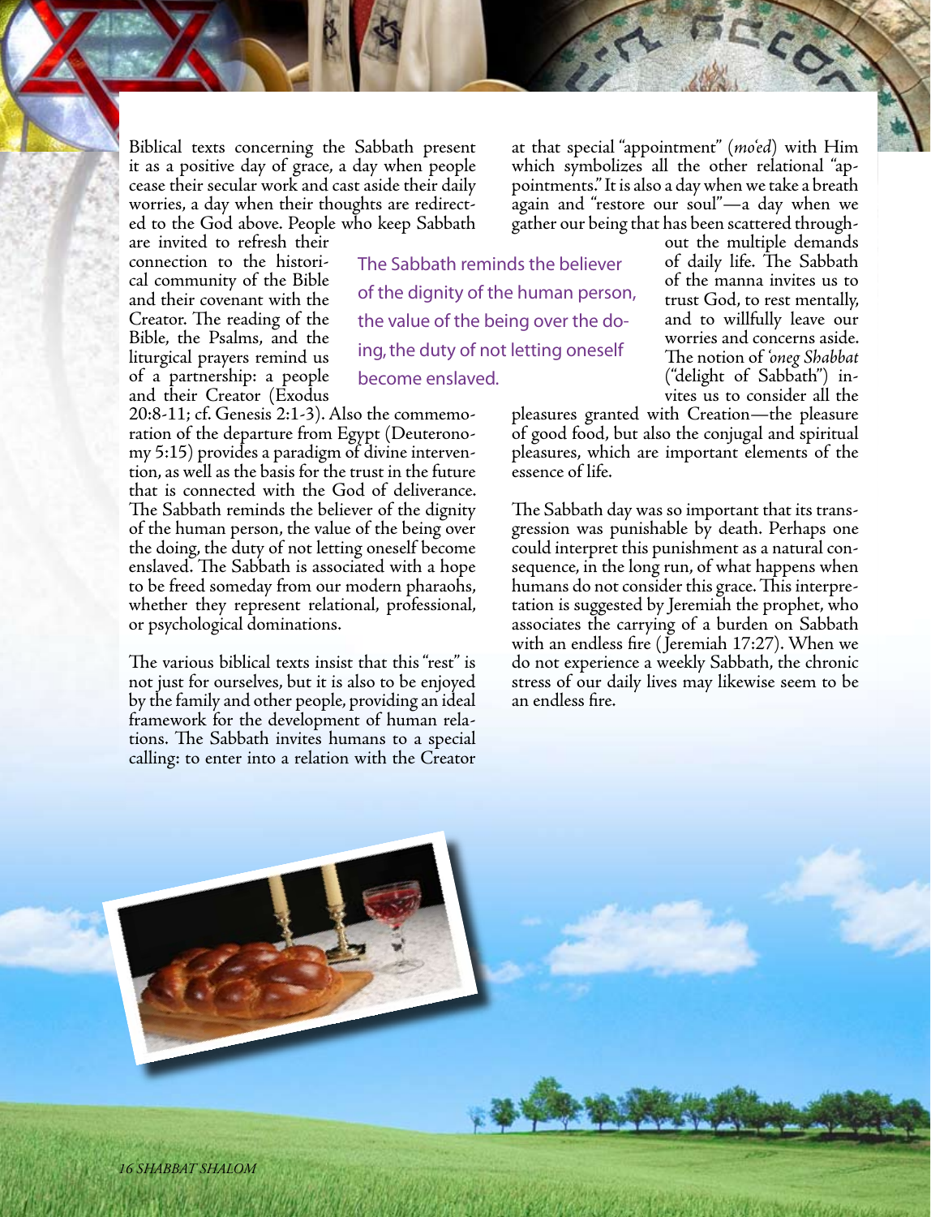Biblical texts concerning the Sabbath present it as a positive day of grace, a day when people cease their secular work and cast aside their daily worries, a day when their thoughts are redirected to the God above. People who keep Sabbath are invited to refresh their connection to the historical community of the Bible and their covenant with the Creator. The reading of the Bible, the Psalms, and the liturgical prayers remind us of a partnership: a people and their Creator (Exodus 20:8-11; cf. Genesis 2:1-3). Also the commemoration of the departure from Egypt (Deuteronomy 5:15) provides a paradigm of divine intervention, as well as the basis for the trust in the future that is connected with the God of deliverance. The Sabbath reminds the believer of the dignity of the human person, the value of the being over the doing, the duty of not letting oneself become enslaved. The Sabbath is associated with a hope to be freed someday from our modern pharaohs, whether they represent relational, professional, or psychological dominations.

> The Sabbath reminds the believer of the dignity of the human person, the value of the being over the doing, the duty of not letting oneself become enslaved.

The various biblical texts insist that this "rest" is not just for ourselves, but it is also to be enjoyed by the family and other people, providing an ideal framework for the development of human relations. The Sabbath invites humans to a special calling: to enter into a relation with the Creator at that special "appointment" (*mo'ed*) with Him which symbolizes all the other relational "appointments." It is also a day when we take a breath again and "restore our soul"—a day when we gather our being that has been scattered throughout the multiple demands of daily life. The Sabbath of the manna invites us to trust God, to rest mentally, and to willfully leave our worries and concerns aside. The notion of *'oneg Shabbat* ("delight of Sabbath") invites us to consider all the pleasures granted with Creation—the pleasure of good food, but also the conjugal and spiritual pleasures, which are important elements of the essence of life.

The Sabbath day was so important that its transgression was punishable by death. Perhaps one could interpret this punishment as a natural consequence, in the long run, of what happens when humans do not consider this grace. This interpretation is suggested by Jeremiah the prophet, who associates the carrying of a burden on Sabbath with an endless fire (Jeremiah 17:27). When we do not experience a weekly Sabbath, the chronic stress of our daily lives may likewise seem to be an endless fire.